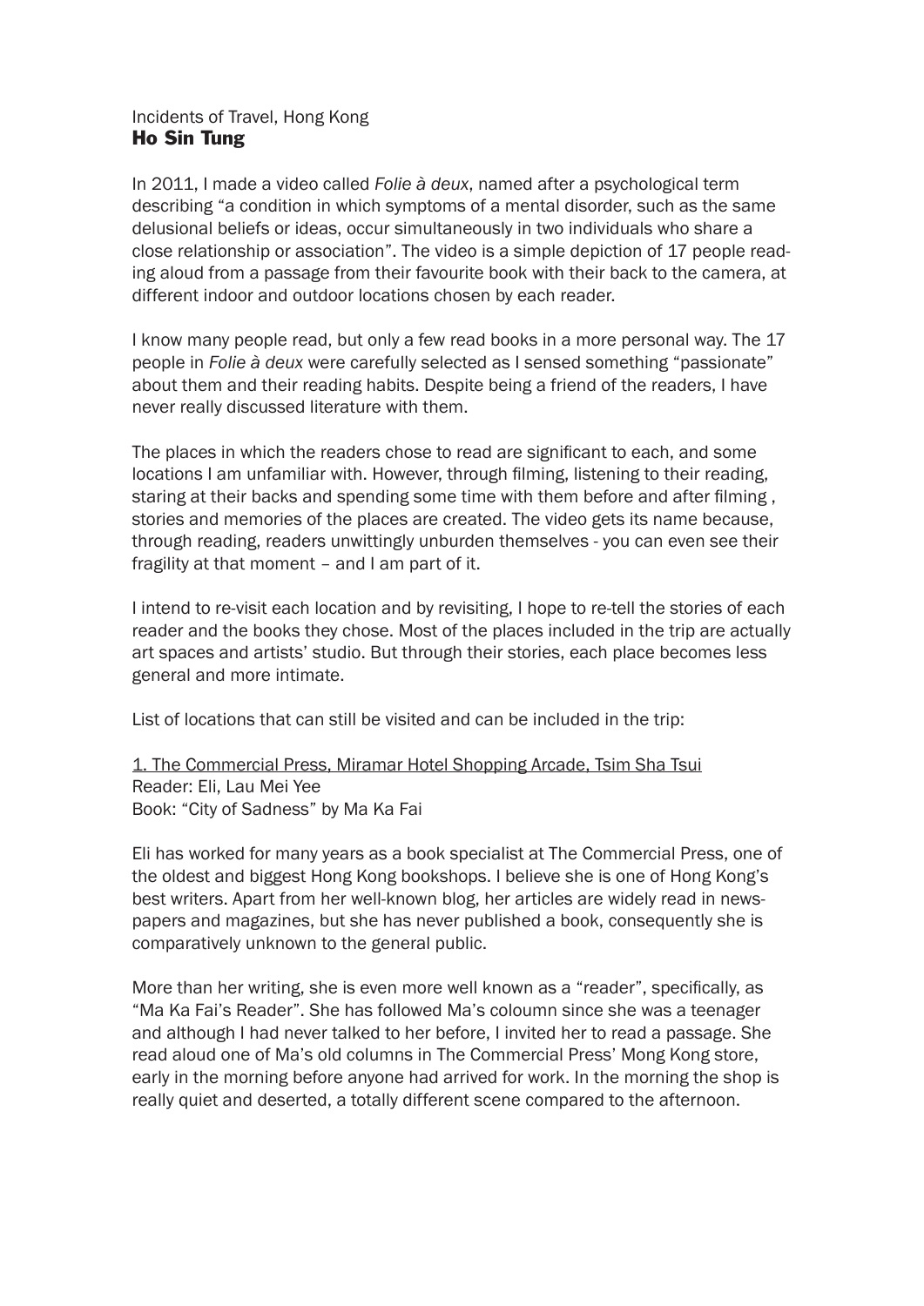Incidents of Travel, Hong Kong

# Ho Sin Tung

In 2011, I made a video called *Folie à deux*, named after a psychological term describing "a condition in which symptoms of a mental disorder, such as the same delusional beliefs or ideas, occur simultaneously in two individuals who share a close relationship or association". The video is a simple depiction of 17 people reading aloud from a passage from their favourite book with their back to the camera, at different indoor and outdoor locations chosen by each reader.

I know many people read, but only a few read books in a more personal way. The 17 people in *Folie à deux* were carefully selected as I sensed something "passionate" about them and their reading habits. Despite being a friend of the readers, I have never really discussed literature with them.

The places in which the readers chose to read are significant to each, and some locations I am unfamiliar with. However, through filming, listening to their reading, staring at their backs and spending some time with them before and after filming , stories and memories of the places are created. The video gets its name because, through reading, readers unwittingly unburden themselves - you can even see their fragility at that moment – and I am part of it.

I intend to re-visit each location and by revisiting, I hope to re-tell the stories of each reader and the books they chose. Most of the places included in the trip are actually art spaces and artists' studio. But through their stories, each place becomes less general and more intimate.

List of locations that can still be visited and can be included in the trip:

<u>1. The Commercial Press, Miramar Hotel Shopping Arcade, Tsim Sha Tsui</u>
Reader: Eli, Lau Mei Yee
Book: "City of Sadness" by Ma Ka Fai

Eli has worked for many years as a book specialist at The Commercial Press, one of the oldest and biggest Hong Kong bookshops. I believe she is one of Hong Kong's best writers. Apart from her well-known blog, her articles are widely read in newspapers and magazines, but she has never published a book, consequently she is comparatively unknown to the general public.

More than her writing, she is even more well known as a "reader", specifically, as "Ma Ka Fai's Reader". She has followed Ma's coloumn since she was a teenager and although I had never talked to her before, I invited her to read a passage. She read aloud one of Ma's old columns in The Commercial Press' Mong Kong store, early in the morning before anyone had arrived for work. In the morning the shop is really quiet and deserted, a totally different scene compared to the afternoon.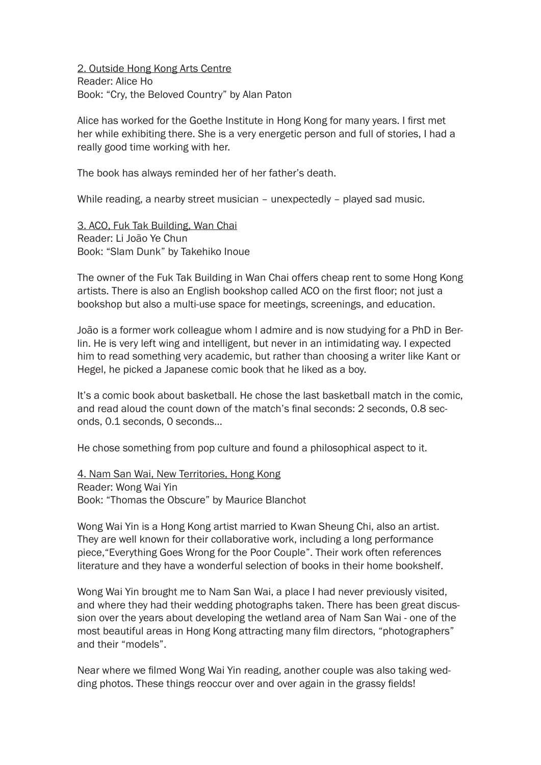<u>2. Outside Hong Kong Arts Centre</u>
Reader: Alice Ho
Book: "Cry, the Beloved Country" by Alan Paton

Alice has worked for the Goethe Institute in Hong Kong for many years. I first met her while exhibiting there. She is a very energetic person and full of stories, I had a really good time working with her.

The book has always reminded her of her father's death.

While reading, a nearby street musician – unexpectedly – played sad music.

<u>3. ACO, Fuk Tak Building, Wan Chai</u>
Reader: Li João Ye Chun
Book: "Slam Dunk" by Takehiko Inoue

The owner of the Fuk Tak Building in Wan Chai offers cheap rent to some Hong Kong artists. There is also an English bookshop called ACO on the first floor; not just a bookshop but also a multi-use space for meetings, screenings, and education.

João is a former work colleague whom I admire and is now studying for a PhD in Berlin. He is very left wing and intelligent, but never in an intimidating way. I expected him to read something very academic, but rather than choosing a writer like Kant or Hegel, he picked a Japanese comic book that he liked as a boy.

It's a comic book about basketball. He chose the last basketball match in the comic, and read aloud the count down of the match's final seconds: 2 seconds, 0.8 seconds, 0.1 seconds, 0 seconds…

He chose something from pop culture and found a philosophical aspect to it.

<u>4. Nam San Wai, New Territories, Hong Kong</u>
Reader: Wong Wai Yin
Book: "Thomas the Obscure" by Maurice Blanchot

Wong Wai Yin is a Hong Kong artist married to Kwan Sheung Chi, also an artist. They are well known for their collaborative work, including a long performance piece,"Everything Goes Wrong for the Poor Couple". Their work often references literature and they have a wonderful selection of books in their home bookshelf.

Wong Wai Yin brought me to Nam San Wai, a place I had never previously visited, and where they had their wedding photographs taken. There has been great discussion over the years about developing the wetland area of Nam San Wai - one of the most beautiful areas in Hong Kong attracting many film directors, "photographers" and their "models".

Near where we filmed Wong Wai Yin reading, another couple was also taking wedding photos. These things reoccur over and over again in the grassy fields!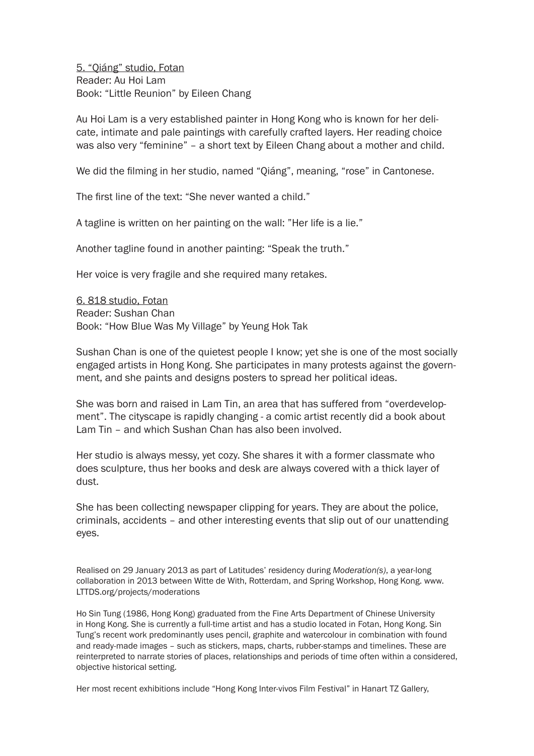<u>5. "Qiáng" studio, Fotan</u>
Reader: Au Hoi Lam
Book: "Little Reunion" by Eileen Chang

Au Hoi Lam is a very established painter in Hong Kong who is known for her delicate, intimate and pale paintings with carefully crafted layers. Her reading choice was also very "feminine" – a short text by Eileen Chang about a mother and child.

We did the filming in her studio, named "Qiáng", meaning, "rose" in Cantonese.

The first line of the text: "She never wanted a child."

A tagline is written on her painting on the wall: "Her life is a lie."

Another tagline found in another painting: "Speak the truth."

Her voice is very fragile and she required many retakes.

<u>6. 818 studio, Fotan</u>
Reader: Sushan Chan
Book: "How Blue Was My Village" by Yeung Hok Tak

Sushan Chan is one of the quietest people I know; yet she is one of the most socially engaged artists in Hong Kong. She participates in many protests against the government, and she paints and designs posters to spread her political ideas.

She was born and raised in Lam Tin, an area that has suffered from "overdevelopment". The cityscape is rapidly changing - a comic artist recently did a book about Lam Tin – and which Sushan Chan has also been involved.

Her studio is always messy, yet cozy. She shares it with a former classmate who does sculpture, thus her books and desk are always covered with a thick layer of dust.

She has been collecting newspaper clipping for years. They are about the police, criminals, accidents – and other interesting events that slip out of our unattending eyes.

Realised on 29 January 2013 as part of Latitudes' residency during *Moderation(s)*, a year-long collaboration in 2013 between Witte de With, Rotterdam, and Spring Workshop, Hong Kong. www.LTTDS.org/projects/moderations

Ho Sin Tung (1986, Hong Kong) graduated from the Fine Arts Department of Chinese University in Hong Kong. She is currently a full-time artist and has a studio located in Fotan, Hong Kong. Sin Tung's recent work predominantly uses pencil, graphite and watercolour in combination with found and ready-made images – such as stickers, maps, charts, rubber-stamps and timelines. These are reinterpreted to narrate stories of places, relationships and periods of time often within a considered, objective historical setting.

Her most recent exhibitions include "Hong Kong Inter-vivos Film Festival" in Hanart TZ Gallery,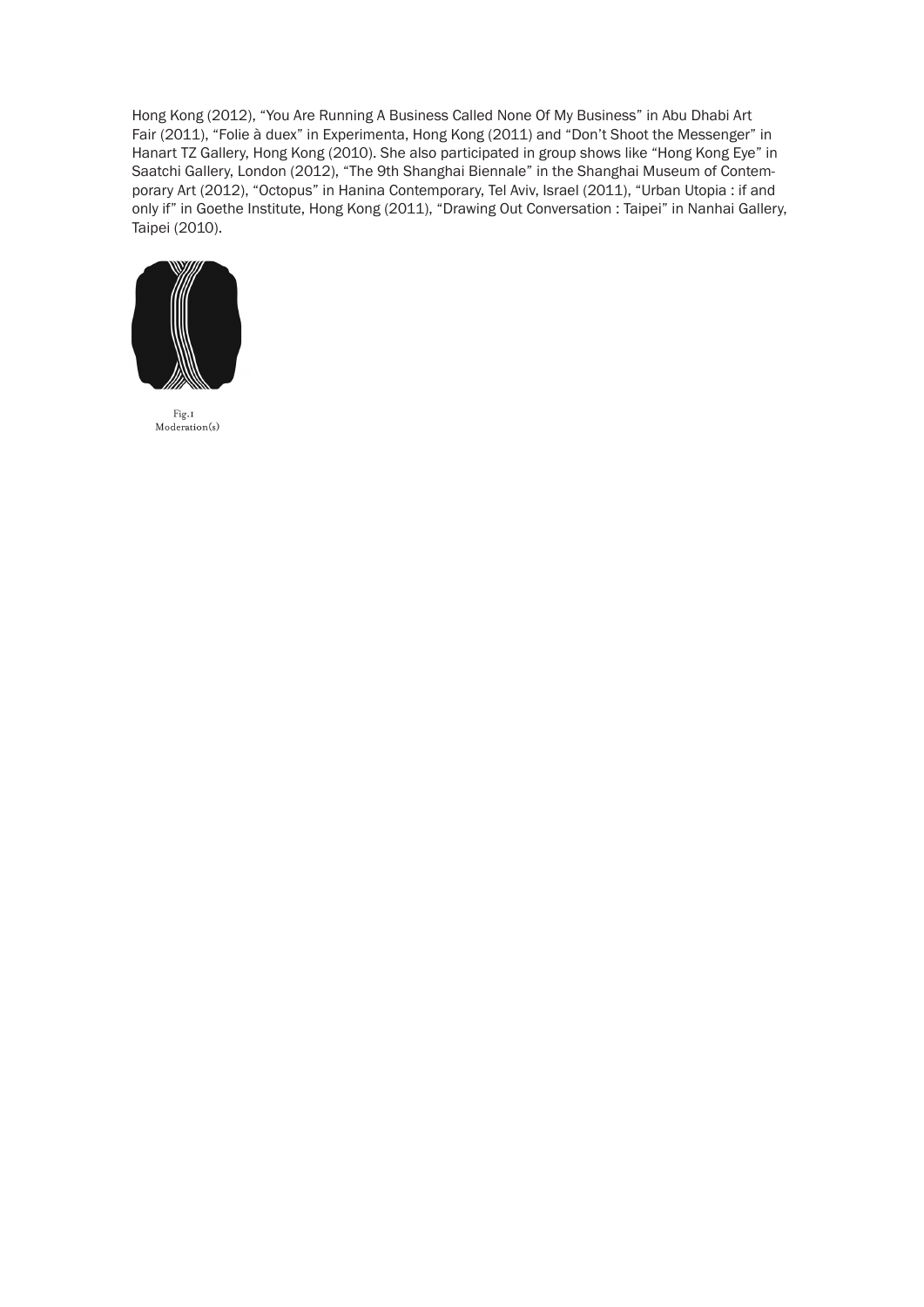Hong Kong (2012), “You Are Running A Business Called None Of My Business” in Abu Dhabi Art Fair (2011), “Folie à duex” in Experimenta, Hong Kong (2011) and “Don’t Shoot the Messenger” in Hanart TZ Gallery, Hong Kong (2010). She also participated in group shows like “Hong Kong Eye” in Saatchi Gallery, London (2012), “The 9th Shanghai Biennale” in the Shanghai Museum of Contemporary Art (2012), “Octopus” in Hanina Contemporary, Tel Aviv, Israel (2011), “Urban Utopia : if and only if” in Goethe Institute, Hong Kong (2011), “Drawing Out Conversation : Taipei” in Nanhai Gallery, Taipei (2010).

Fig.1
Moderation(s)